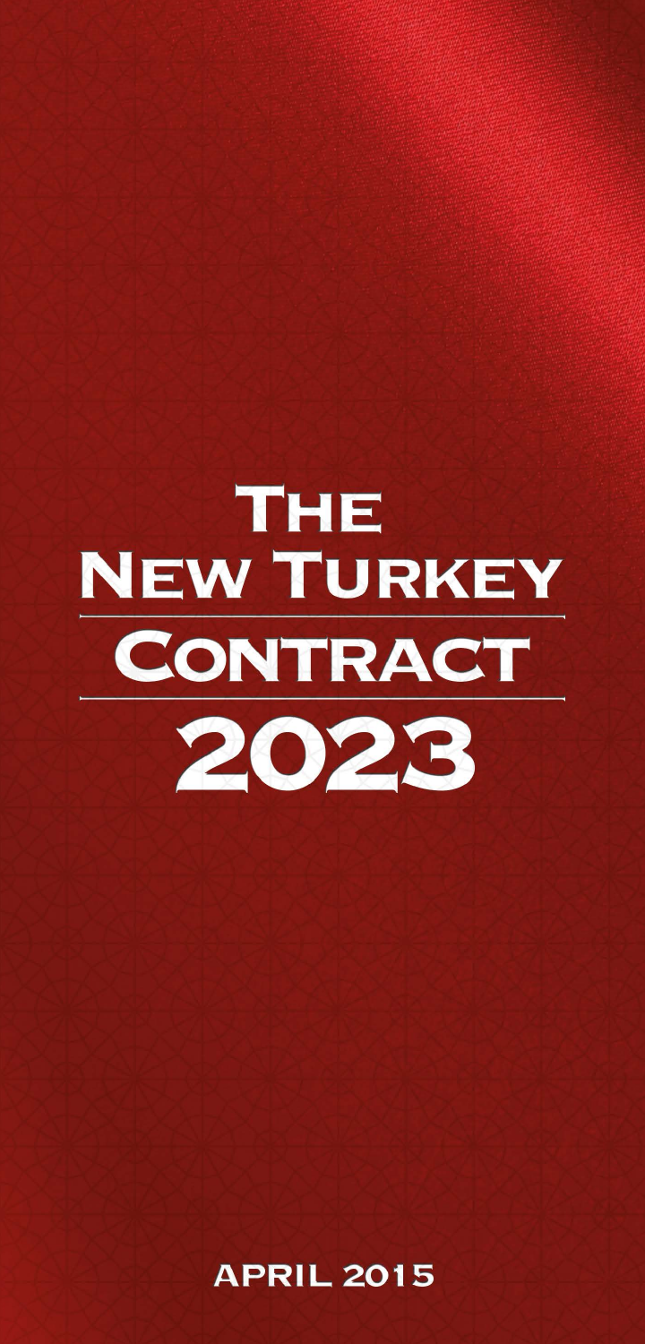# The New Turkey Contract 2023

April 2015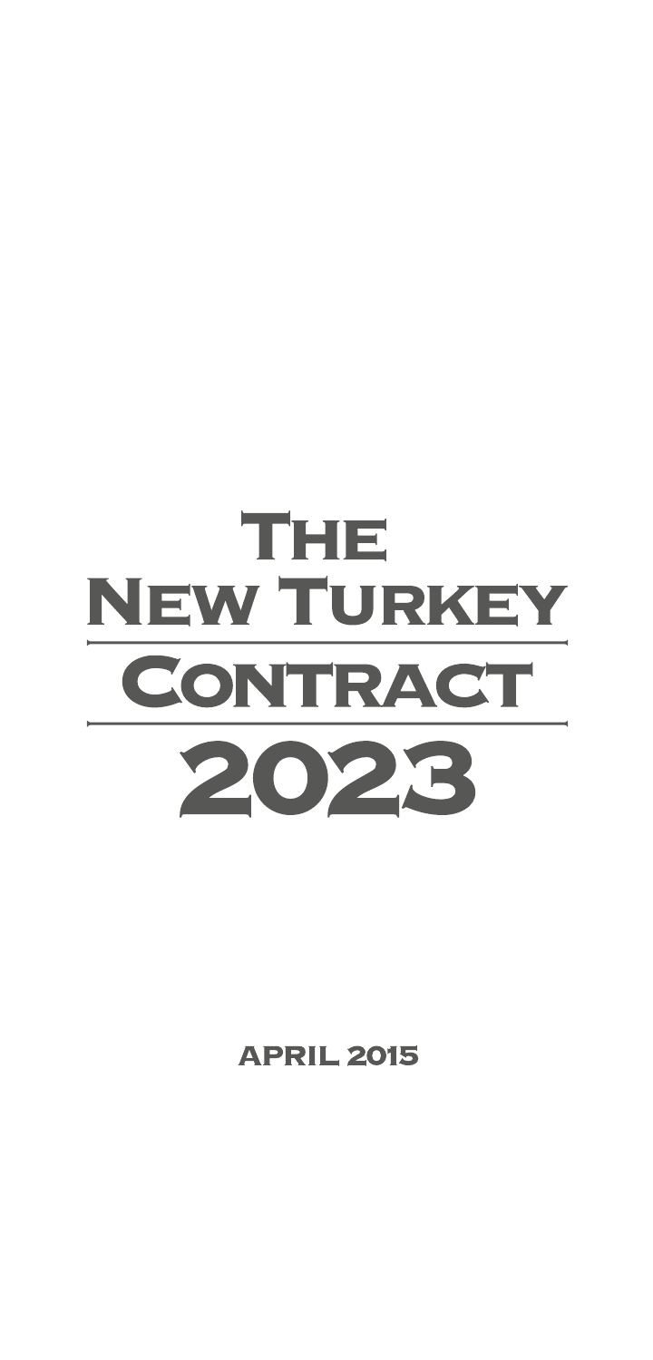# The New Turkey Contract 2023

APRIL 2015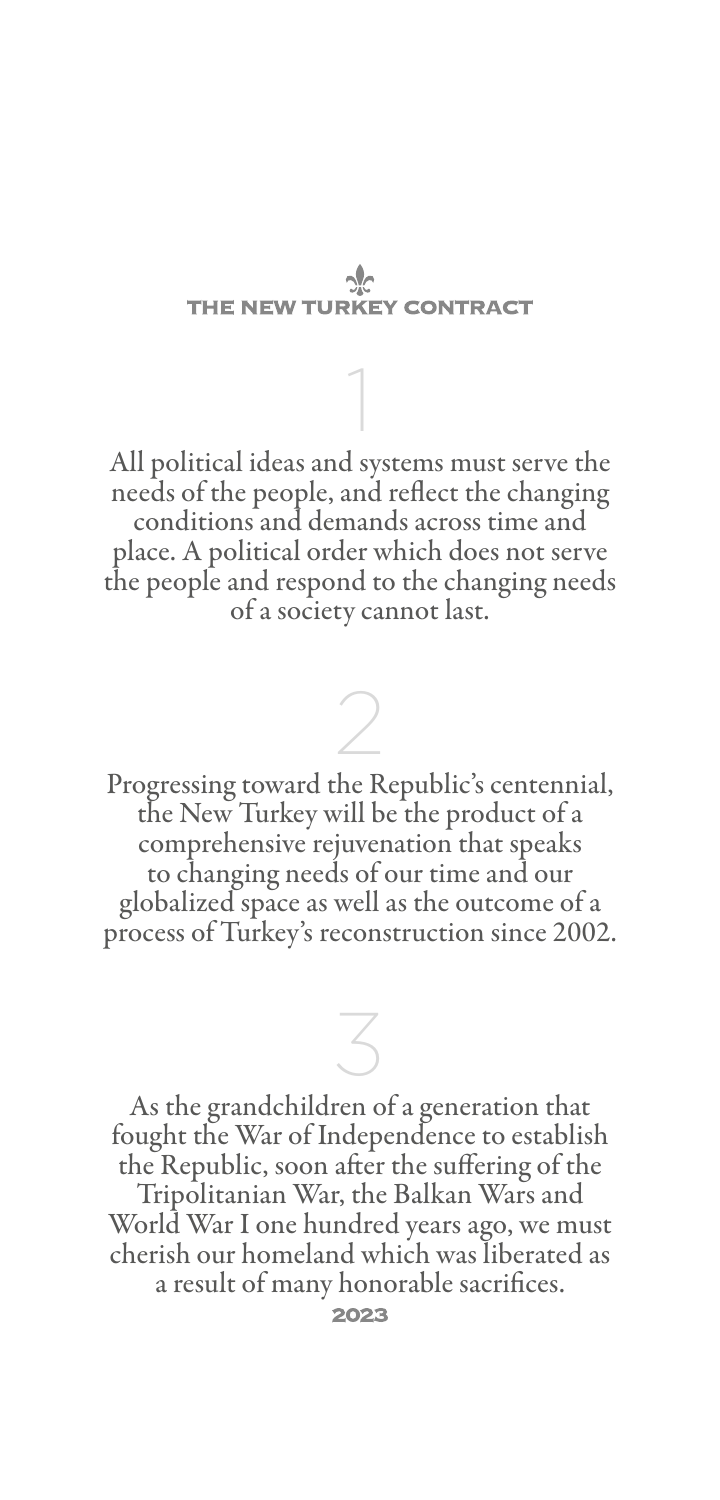## 1

All political ideas and systems must serve the needs of the people, and reflect the changing conditions and demands across time and place. A political order which does not serve the people and respond to the changing needs of a society cannot last.

## 2

Progressing toward the Republic's centennial, the New Turkey will be the product of a comprehensive rejuvenation that speaks to changing needs of our time and our globalized space as well as the outcome of a process of Turkey's reconstruction since 2002.

## 3

As the grandchildren of a generation that fought the War of Independence to establish the Republic, soon after the suffering of the Tripolitanian War, the Balkan Wars and World War I one hundred years ago, we must cherish our homeland which was liberated as a result of many honorable sacrifices.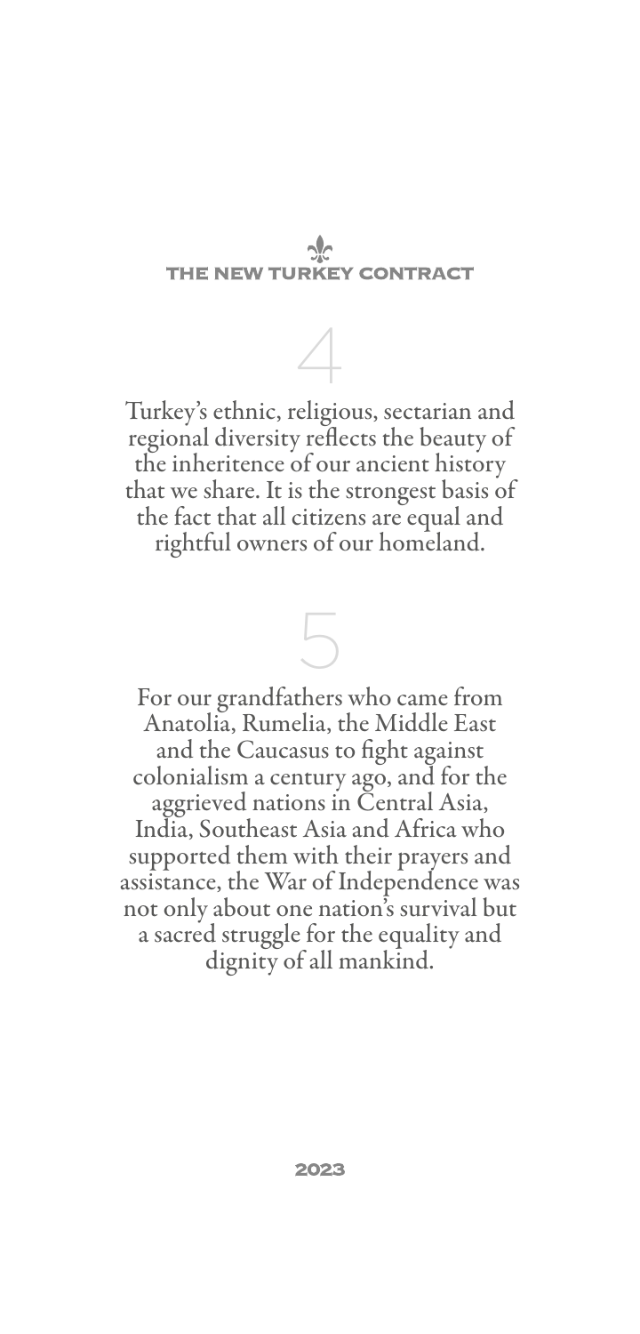## 4

Turkey's ethnic, religious, sectarian and regional diversity reflects the beauty of the inheritence of our ancient history that we share. It is the strongest basis of the fact that all citizens are equal and rightful owners of our homeland.

## 5

For our grandfathers who came from Anatolia, Rumelia, the Middle East and the Caucasus to fight against colonialism a century ago, and for the aggrieved nations in Central Asia, India, Southeast Asia and Africa who supported them with their prayers and assistance, the War of Independence was not only about one nation's survival but a sacred struggle for the equality and dignity of all mankind.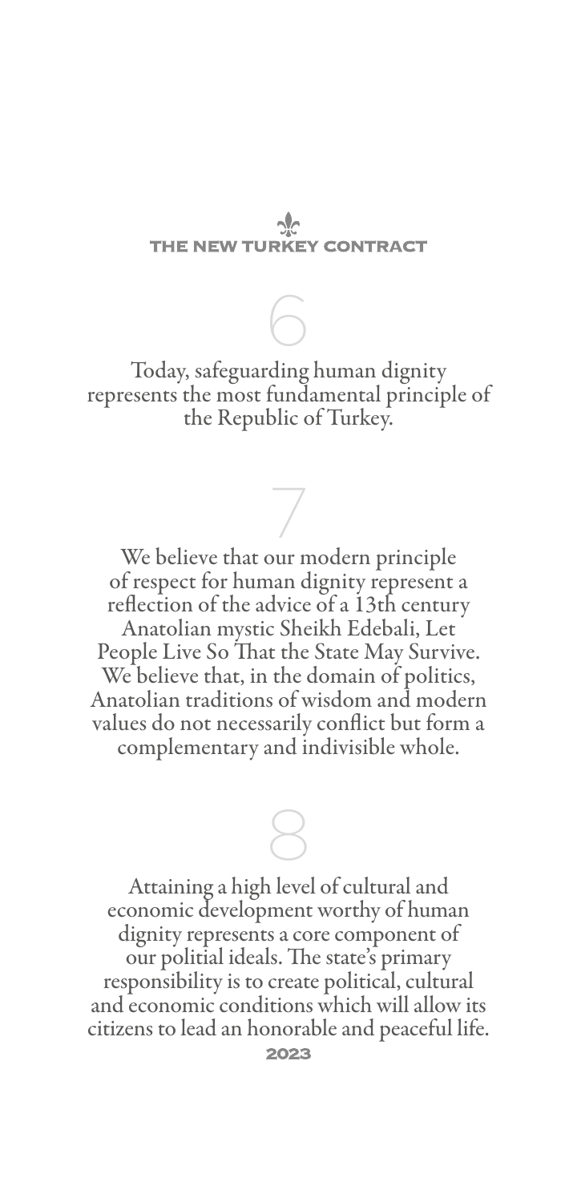## 6

Today, safeguarding human dignity represents the most fundamental principle of the Republic of Turkey.

## 7

We believe that our modern principle of respect for human dignity represent a reflection of the advice of a 13th century Anatolian mystic Sheikh Edebali, Let People Live So That the State May Survive. We believe that, in the domain of politics, Anatolian traditions of wisdom and modern values do not necessarily conflict but form a complementary and indivisible whole.

## 8

Attaining a high level of cultural and economic development worthy of human dignity represents a core component of our politial ideals. The state's primary responsibility is to create political, cultural and economic conditions which will allow its citizens to lead an honorable and peaceful life.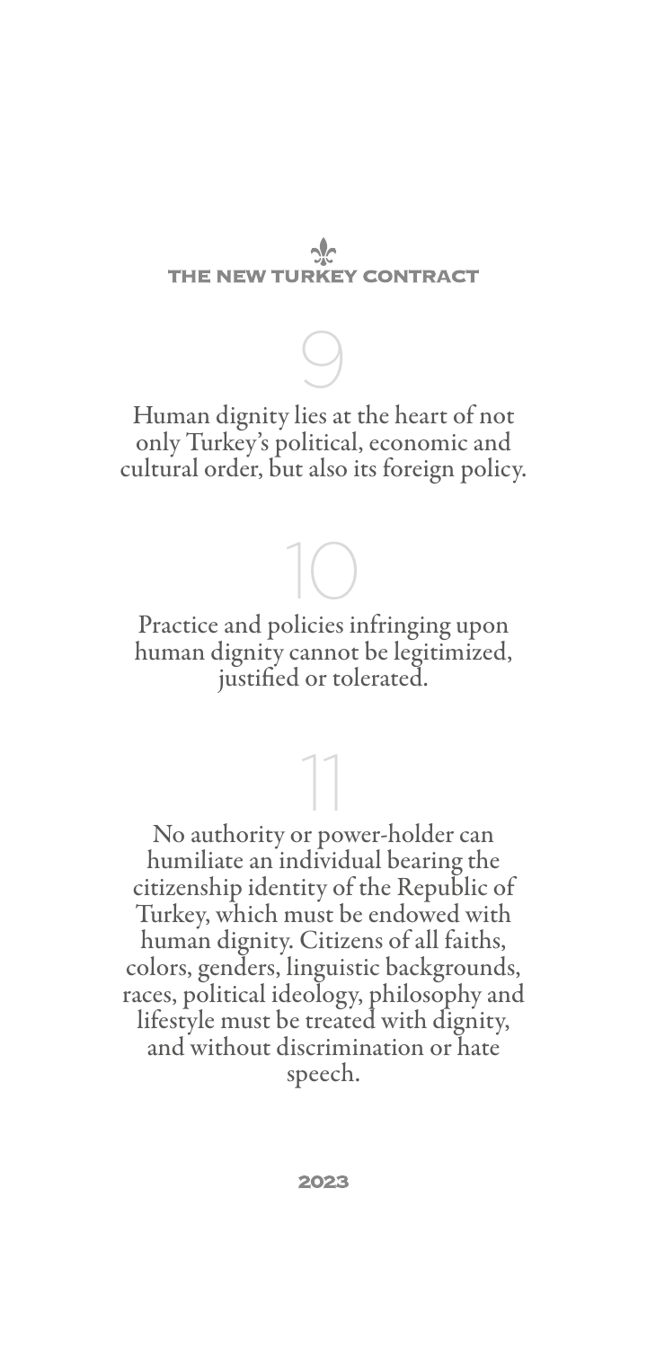9

Human dignity lies at the heart of not only Turkey's political, economic and cultural order, but also its foreign policy.

10

Practice and policies infringing upon human dignity cannot be legitimized, justified or tolerated.

11

No authority or power-holder can humiliate an individual bearing the citizenship identity of the Republic of Turkey, which must be endowed with human dignity. Citizens of all faiths, colors, genders, linguistic backgrounds, races, political ideology, philosophy and lifestyle must be treated with dignity, and without discrimination or hate speech.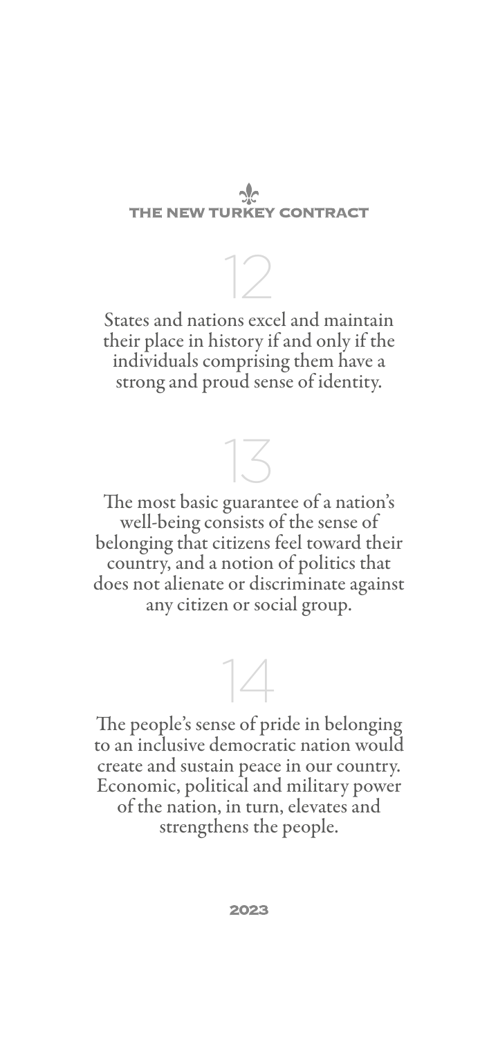## 12

States and nations excel and maintain their place in history if and only if the individuals comprising them have a strong and proud sense of identity.

## 13

The most basic guarantee of a nation's well-being consists of the sense of belonging that citizens feel toward their country, and a notion of politics that does not alienate or discriminate against any citizen or social group.

## 14

The people's sense of pride in belonging to an inclusive democratic nation would create and sustain peace in our country. Economic, political and military power of the nation, in turn, elevates and strengthens the people.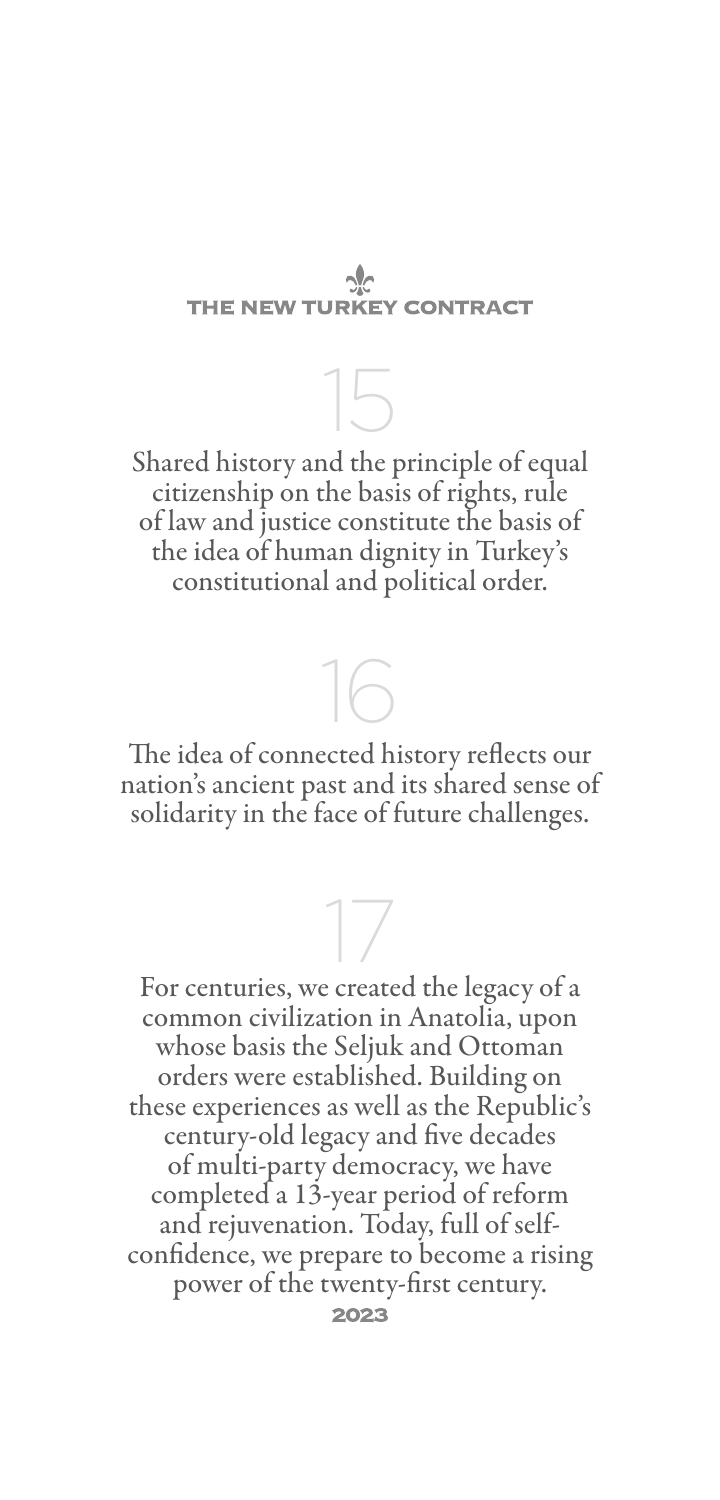THE NEW TURKEY CONTRACT

## 15

Shared history and the principle of equal citizenship on the basis of rights, rule of law and justice constitute the basis of the idea of human dignity in Turkey's constitutional and political order.

## 16

The idea of connected history reflects our nation's ancient past and its shared sense of solidarity in the face of future challenges.

## 17

For centuries, we created the legacy of a common civilization in Anatolia, upon whose basis the Seljuk and Ottoman orders were established. Building on these experiences as well as the Republic's century-old legacy and five decades of multi-party democracy, we have completed a 13-year period of reform and rejuvenation. Today, full of self-confidence, we prepare to become a rising power of the twenty-first century.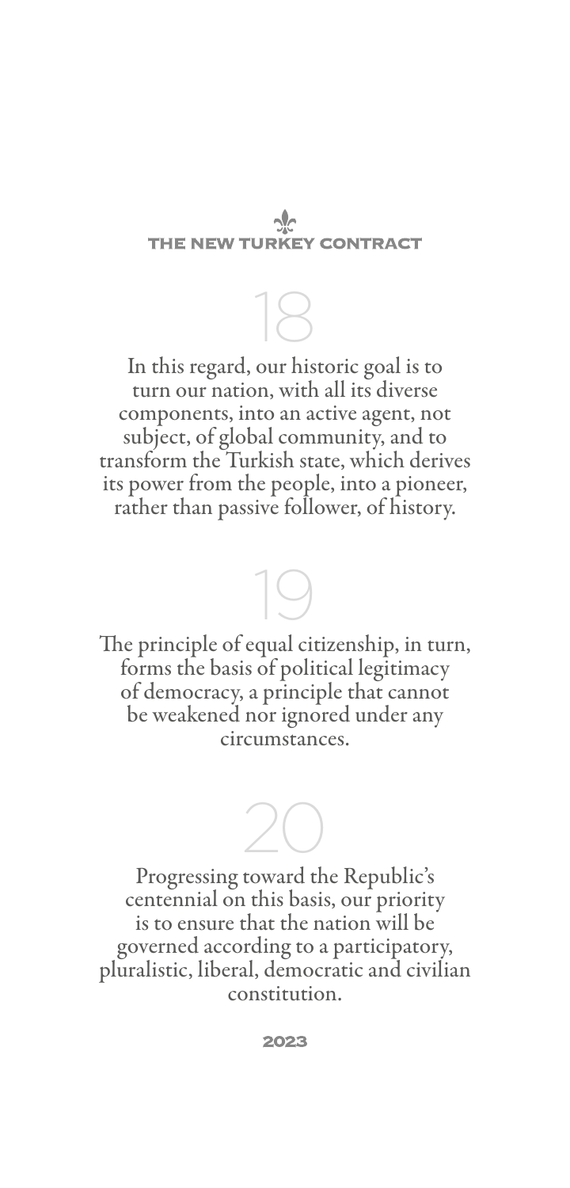18

In this regard, our historic goal is to turn our nation, with all its diverse components, into an active agent, not subject, of global community, and to transform the Turkish state, which derives its power from the people, into a pioneer, rather than passive follower, of history.

19

The principle of equal citizenship, in turn, forms the basis of political legitimacy of democracy, a principle that cannot be weakened nor ignored under any circumstances.

20

Progressing toward the Republic's centennial on this basis, our priority is to ensure that the nation will be governed according to a participatory, pluralistic, liberal, democratic and civilian constitution.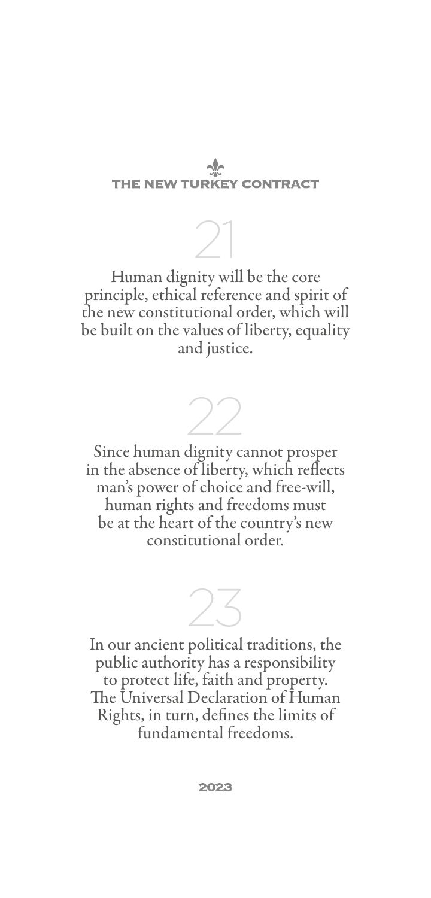21

Human dignity will be the core principle, ethical reference and spirit of the new constitutional order, which will be built on the values of liberty, equality and justice.

22

Since human dignity cannot prosper in the absence of liberty, which reflects man's power of choice and free-will, human rights and freedoms must be at the heart of the country's new constitutional order.

23

In our ancient political traditions, the public authority has a responsibility to protect life, faith and property. The Universal Declaration of Human Rights, in turn, defines the limits of fundamental freedoms.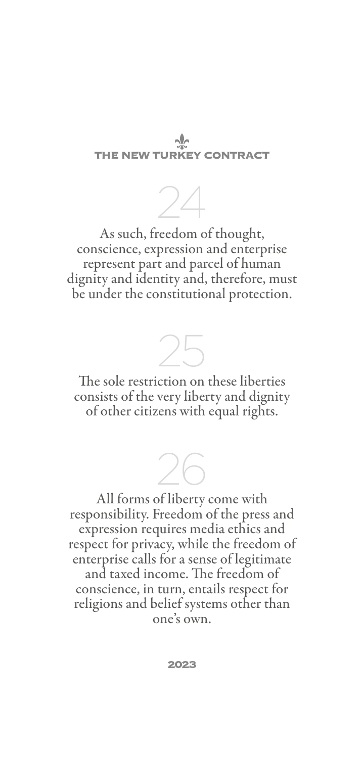24

As such, freedom of thought, conscience, expression and enterprise represent part and parcel of human dignity and identity and, therefore, must be under the constitutional protection.

25

The sole restriction on these liberties consists of the very liberty and dignity of other citizens with equal rights.

26

All forms of liberty come with responsibility. Freedom of the press and expression requires media ethics and respect for privacy, while the freedom of enterprise calls for a sense of legitimate and taxed income. The freedom of conscience, in turn, entails respect for religions and belief systems other than one's own.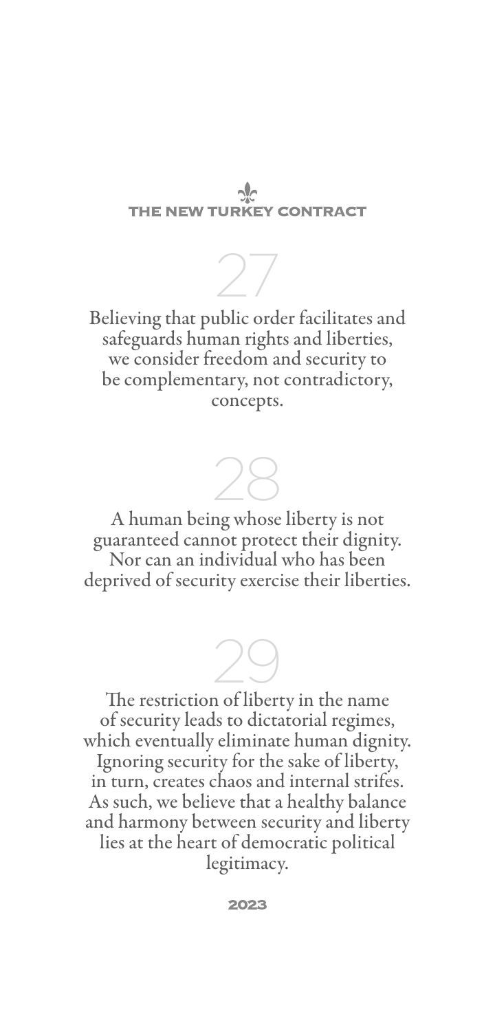27

Believing that public order facilitates and safeguards human rights and liberties, we consider freedom and security to be complementary, not contradictory, concepts.

28

A human being whose liberty is not guaranteed cannot protect their dignity. Nor can an individual who has been deprived of security exercise their liberties.

29

The restriction of liberty in the name of security leads to dictatorial regimes, which eventually eliminate human dignity. Ignoring security for the sake of liberty, in turn, creates chaos and internal strifes. As such, we believe that a healthy balance and harmony between security and liberty lies at the heart of democratic political legitimacy.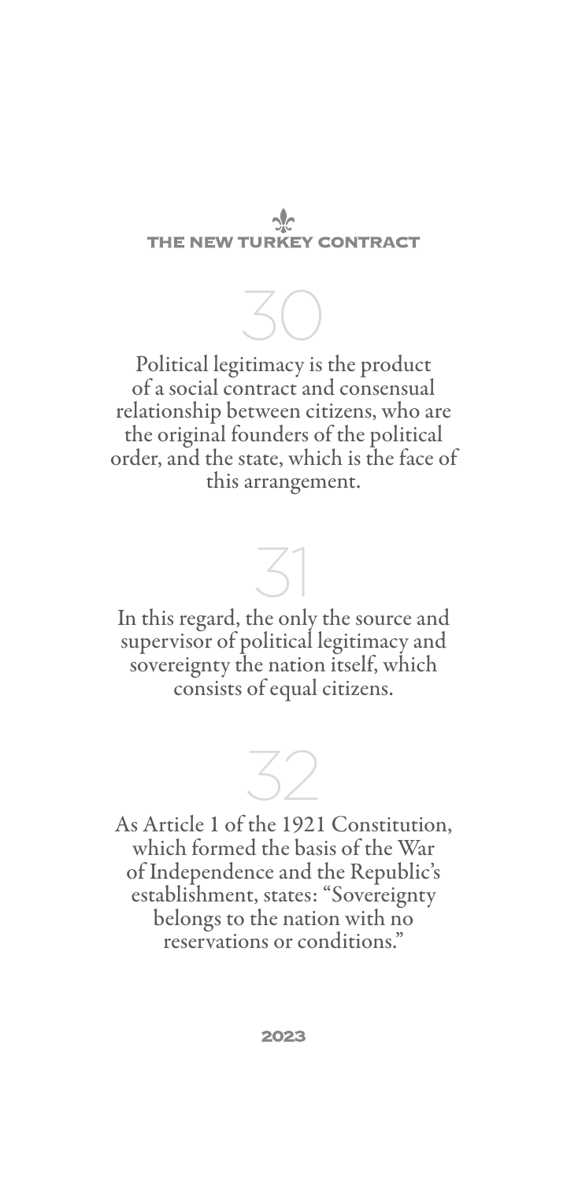30

Political legitimacy is the product of a social contract and consensual relationship between citizens, who are the original founders of the political order, and the state, which is the face of this arrangement.

31

In this regard, the only the source and supervisor of political legitimacy and sovereignty the nation itself, which consists of equal citizens.

32

As Article 1 of the 1921 Constitution, which formed the basis of the War of Independence and the Republic's establishment, states: "Sovereignty belongs to the nation with no reservations or conditions."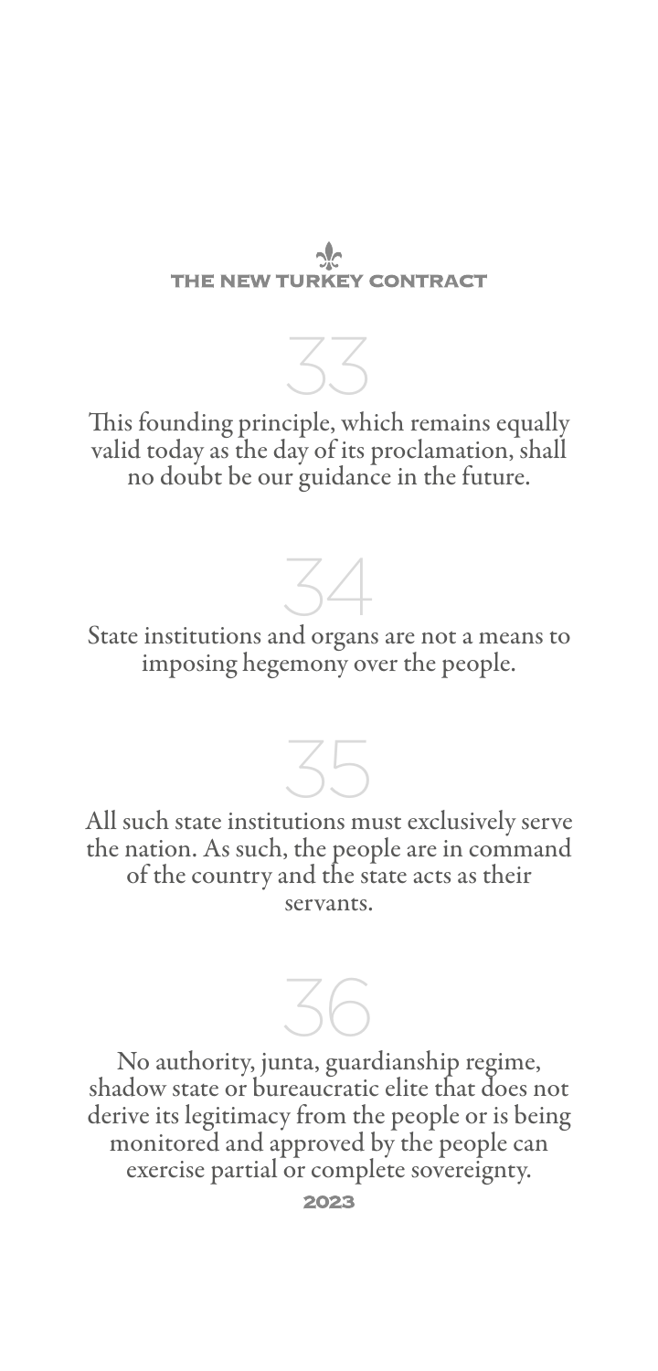33

This founding principle, which remains equally valid today as the day of its proclamation, shall no doubt be our guidance in the future.

34

State institutions and organs are not a means to imposing hegemony over the people.

35

All such state institutions must exclusively serve the nation. As such, the people are in command of the country and the state acts as their servants.

36

No authority, junta, guardianship regime, shadow state or bureaucratic elite that does not derive its legitimacy from the people or is being monitored and approved by the people can exercise partial or complete sovereignty.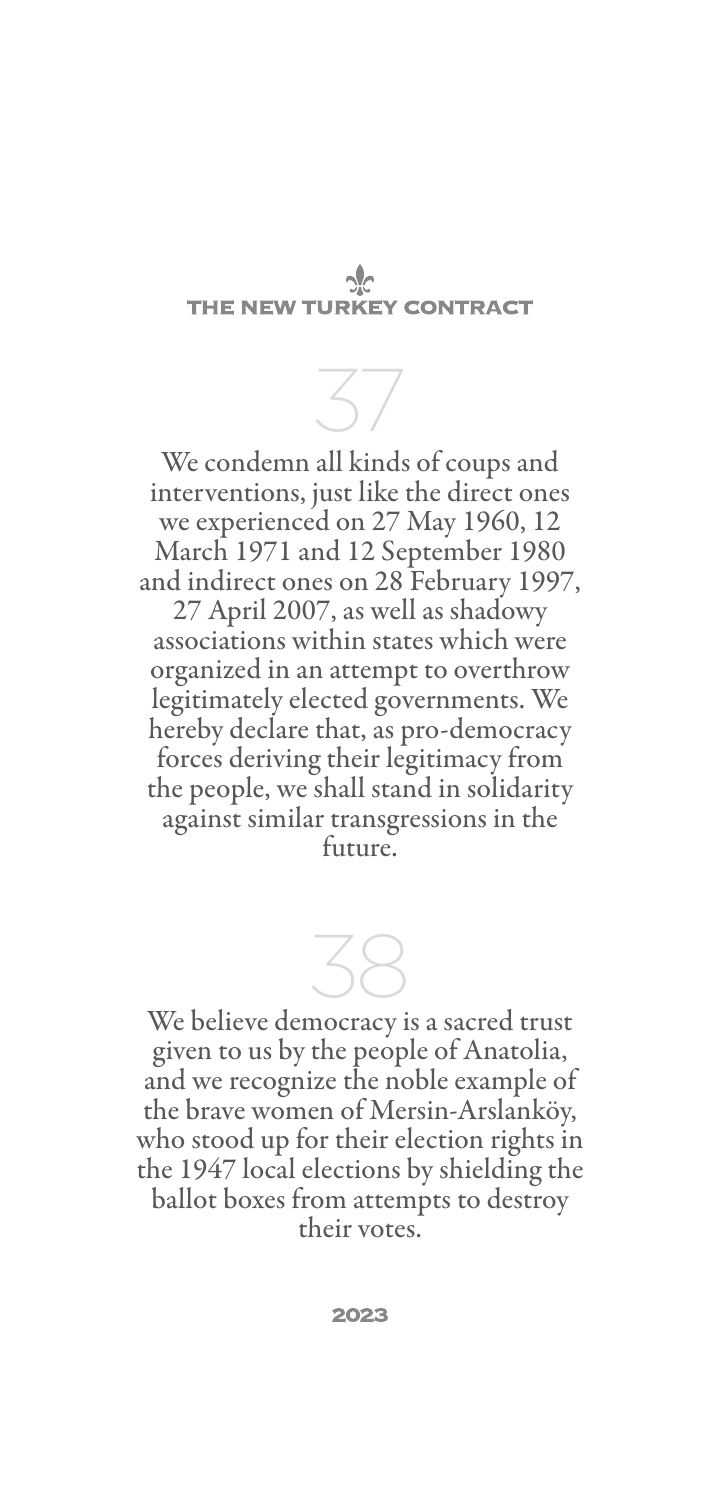## 37

We condemn all kinds of coups and interventions, just like the direct ones we experienced on 27 May 1960, 12 March 1971 and 12 September 1980 and indirect ones on 28 February 1997, 27 April 2007, as well as shadowy associations within states which were organized in an attempt to overthrow legitimately elected governments. We hereby declare that, as pro-democracy forces deriving their legitimacy from the people, we shall stand in solidarity against similar transgressions in the future.

## 38

We believe democracy is a sacred trust given to us by the people of Anatolia, and we recognize the noble example of the brave women of Mersin-Arslanköy, who stood up for their election rights in the 1947 local elections by shielding the ballot boxes from attempts to destroy their votes.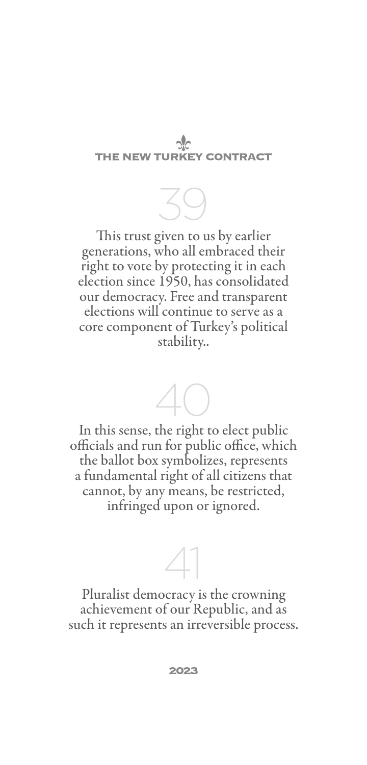39

This trust given to us by earlier generations, who all embraced their right to vote by protecting it in each election since 1950, has consolidated our democracy. Free and transparent elections will continue to serve as a core component of Turkey's political stability..

40

In this sense, the right to elect public officials and run for public office, which the ballot box symbolizes, represents a fundamental right of all citizens that cannot, by any means, be restricted, infringed upon or ignored.

41

Pluralist democracy is the crowning achievement of our Republic, and as such it represents an irreversible process.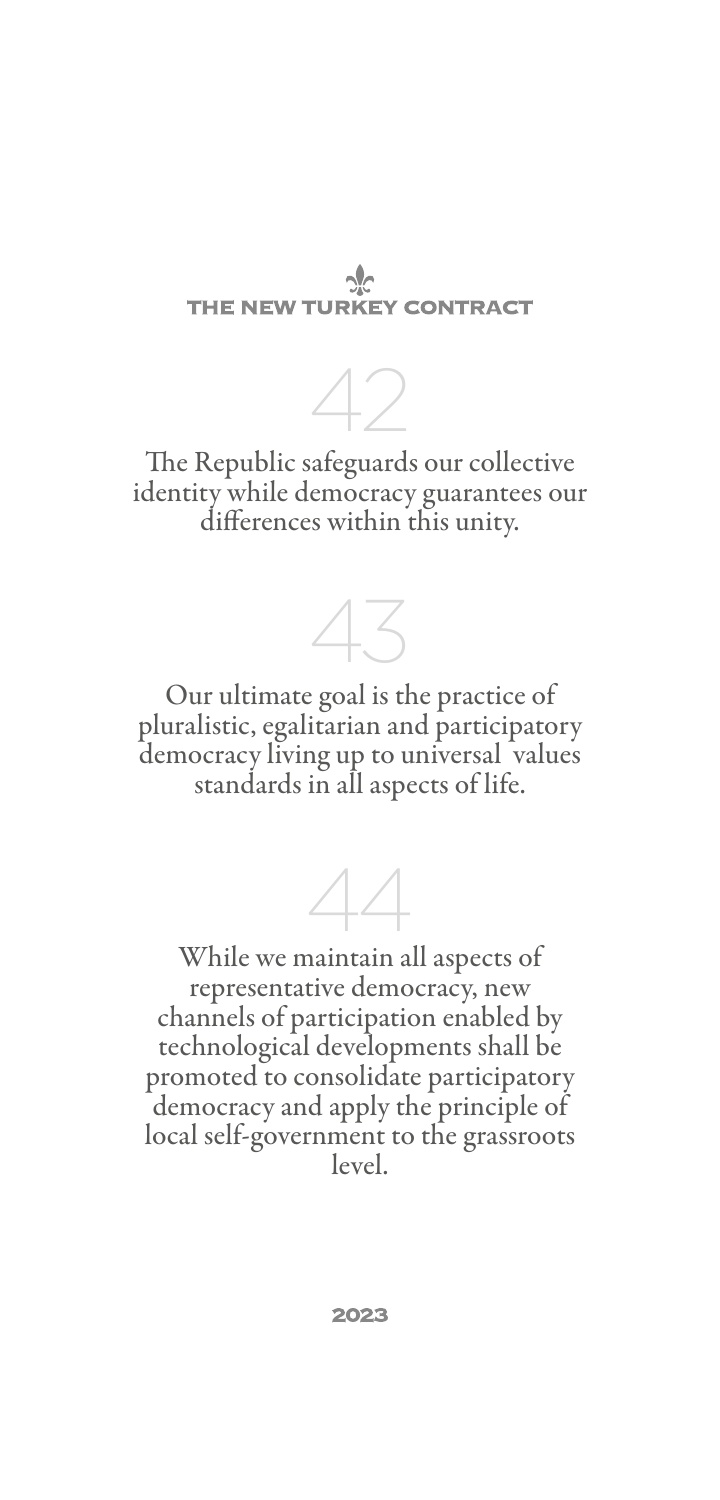## 42

The Republic safeguards our collective identity while democracy guarantees our differences within this unity.

## 43

Our ultimate goal is the practice of pluralistic, egalitarian and participatory democracy living up to universal values standards in all aspects of life.

## 44

While we maintain all aspects of representative democracy, new channels of participation enabled by technological developments shall be promoted to consolidate participatory democracy and apply the principle of local self-government to the grassroots level.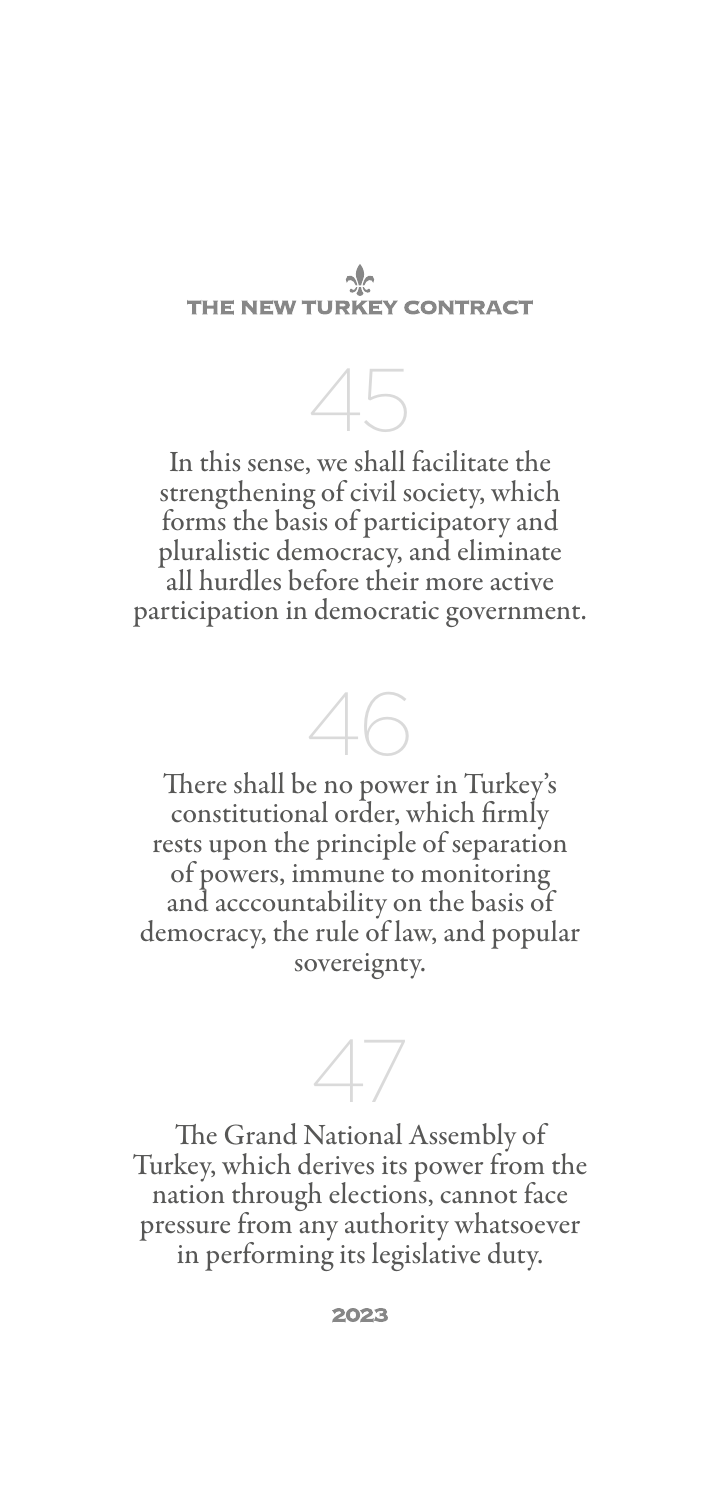45

In this sense, we shall facilitate the strengthening of civil society, which forms the basis of participatory and pluralistic democracy, and eliminate all hurdles before their more active participation in democratic government.

46

There shall be no power in Turkey's constitutional order, which firmly rests upon the principle of separation of powers, immune to monitoring and acccountability on the basis of democracy, the rule of law, and popular sovereignty.

47

The Grand National Assembly of Turkey, which derives its power from the nation through elections, cannot face pressure from any authority whatsoever in performing its legislative duty.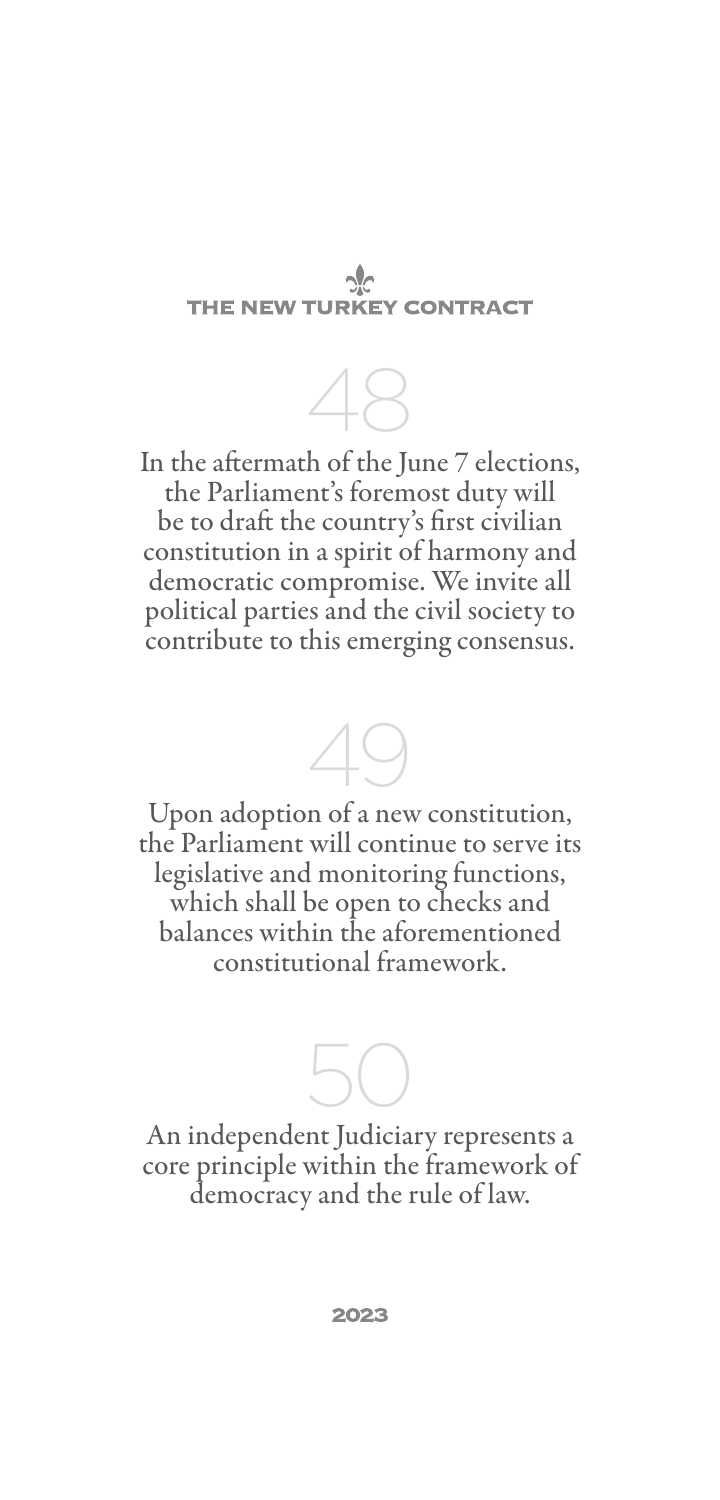48

In the aftermath of the June 7 elections, the Parliament's foremost duty will be to draft the country's first civilian constitution in a spirit of harmony and democratic compromise. We invite all political parties and the civil society to contribute to this emerging consensus.

49

Upon adoption of a new constitution, the Parliament will continue to serve its legislative and monitoring functions, which shall be open to checks and balances within the aforementioned constitutional framework.

50

An independent Judiciary represents a core principle within the framework of democracy and the rule of law.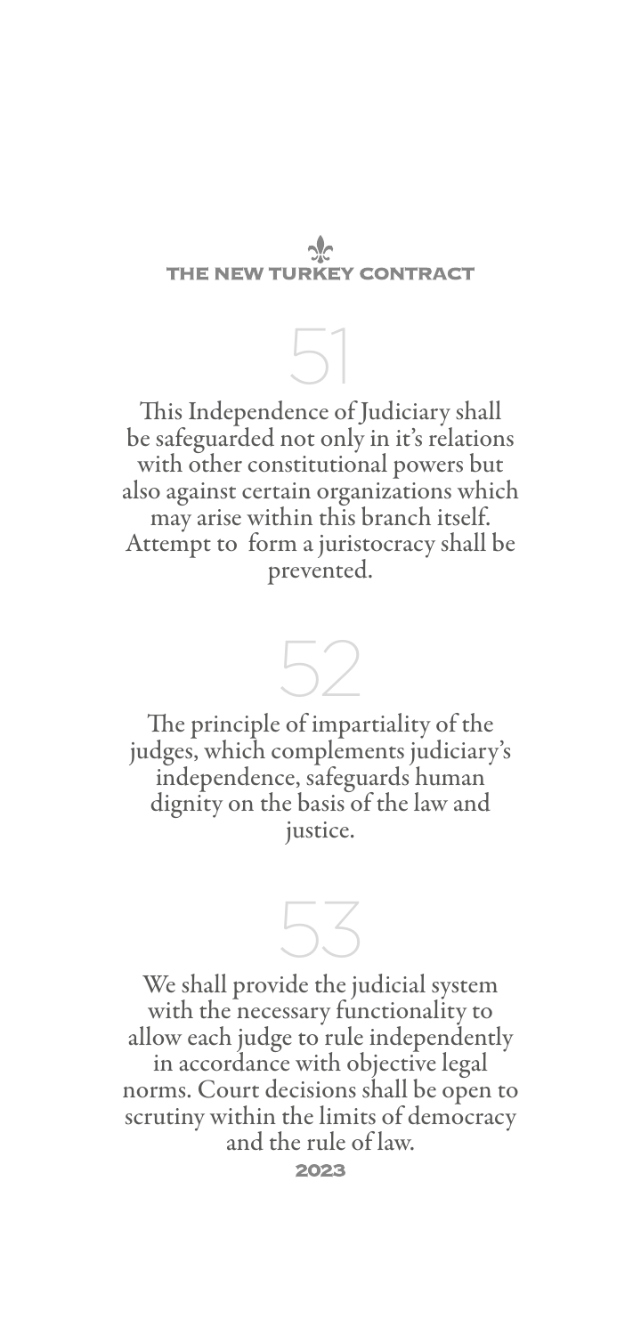THE NEW TURKEY CONTRACT

## 51

This Independence of Judiciary shall be safeguarded not only in it's relations with other constitutional powers but also against certain organizations which may arise within this branch itself. Attempt to form a juristocracy shall be prevented.

## 52

The principle of impartiality of the judges, which complements judiciary's independence, safeguards human dignity on the basis of the law and justice.

## 53

We shall provide the judicial system with the necessary functionality to allow each judge to rule independently in accordance with objective legal norms. Court decisions shall be open to scrutiny within the limits of democracy and the rule of law.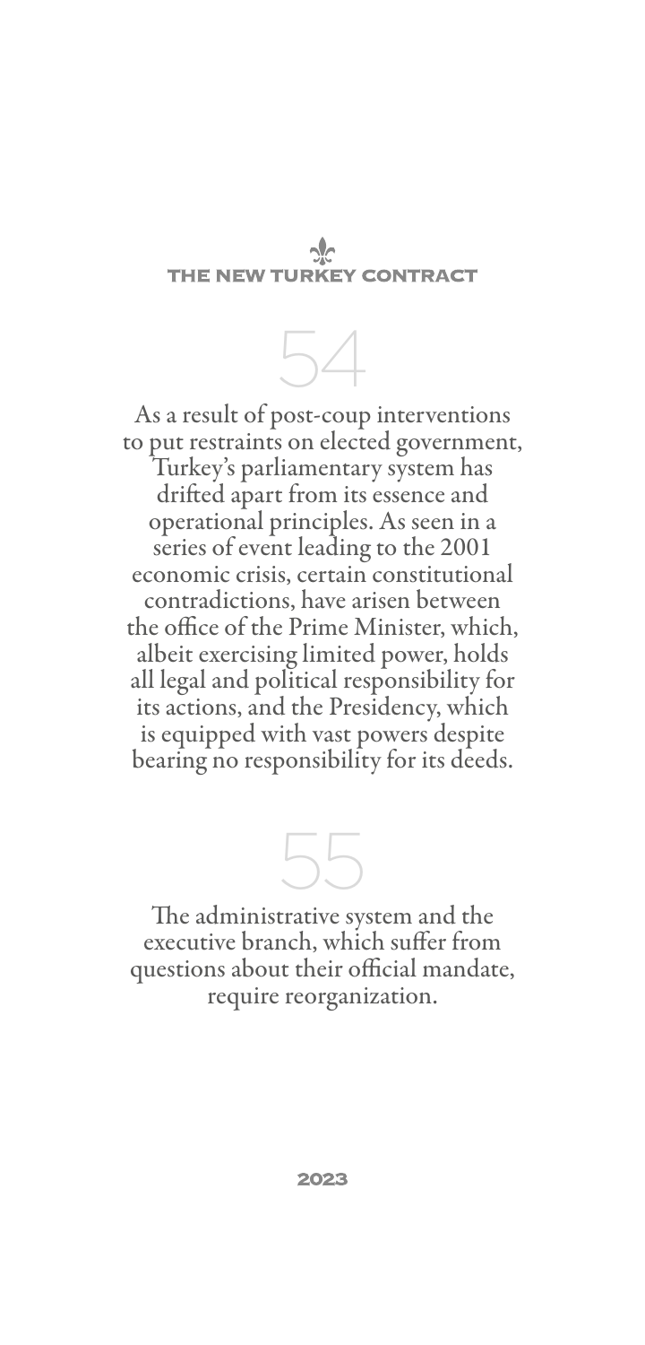## 54

As a result of post-coup interventions to put restraints on elected government, Turkey's parliamentary system has drifted apart from its essence and operational principles. As seen in a series of event leading to the 2001 economic crisis, certain constitutional contradictions, have arisen between the office of the Prime Minister, which, albeit exercising limited power, holds all legal and political responsibility for its actions, and the Presidency, which is equipped with vast powers despite bearing no responsibility for its deeds.

## 55

The administrative system and the executive branch, which suffer from questions about their official mandate, require reorganization.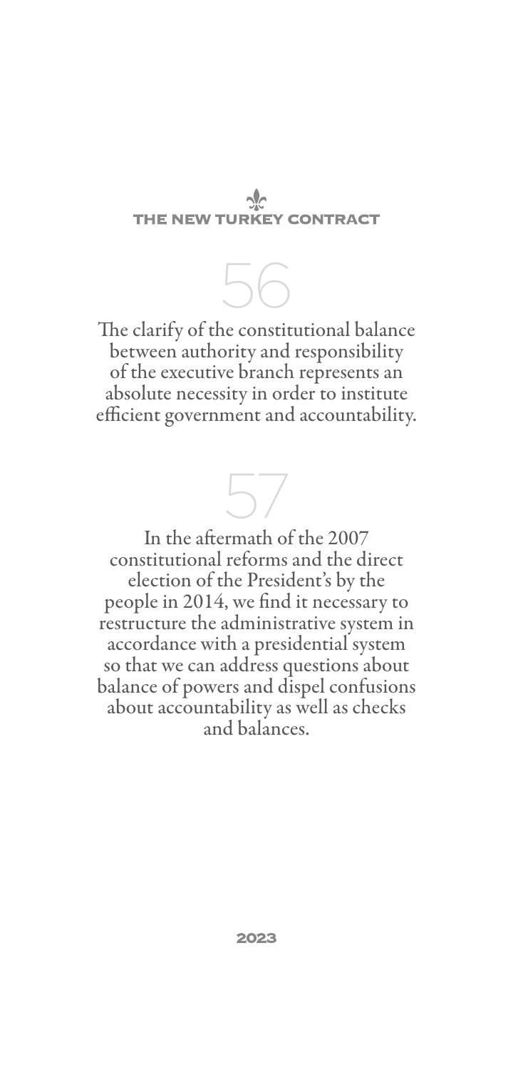56

The clarify of the constitutional balance between authority and responsibility of the executive branch represents an absolute necessity in order to institute efficient government and accountability.

57

In the aftermath of the 2007 constitutional reforms and the direct election of the President's by the people in 2014, we find it necessary to restructure the administrative system in accordance with a presidential system so that we can address questions about balance of powers and dispel confusions about accountability as well as checks and balances.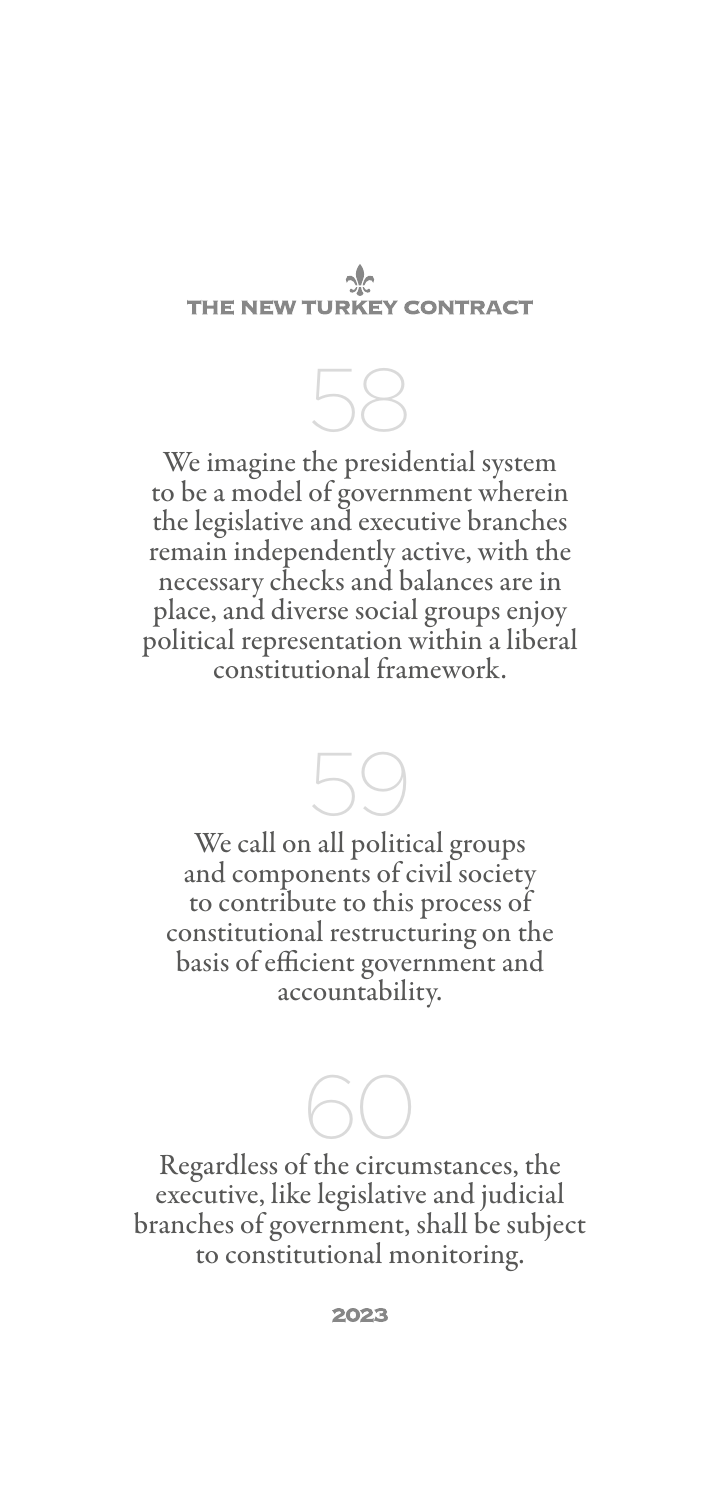58

We imagine the presidential system to be a model of government wherein the legislative and executive branches remain independently active, with the necessary checks and balances are in place, and diverse social groups enjoy political representation within a liberal constitutional framework.

59

We call on all political groups and components of civil society to contribute to this process of constitutional restructuring on the basis of efficient government and accountability.

60

Regardless of the circumstances, the executive, like legislative and judicial branches of government, shall be subject to constitutional monitoring.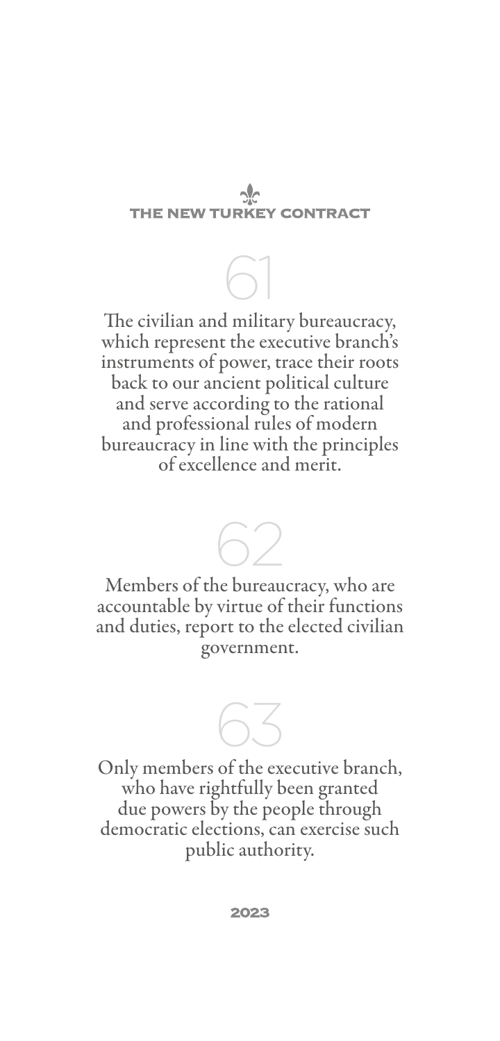## 61

The civilian and military bureaucracy, which represent the executive branch's instruments of power, trace their roots back to our ancient political culture and serve according to the rational and professional rules of modern bureaucracy in line with the principles of excellence and merit.

## 62

Members of the bureaucracy, who are accountable by virtue of their functions and duties, report to the elected civilian government.

## 63

Only members of the executive branch, who have rightfully been granted due powers by the people through democratic elections, can exercise such public authority.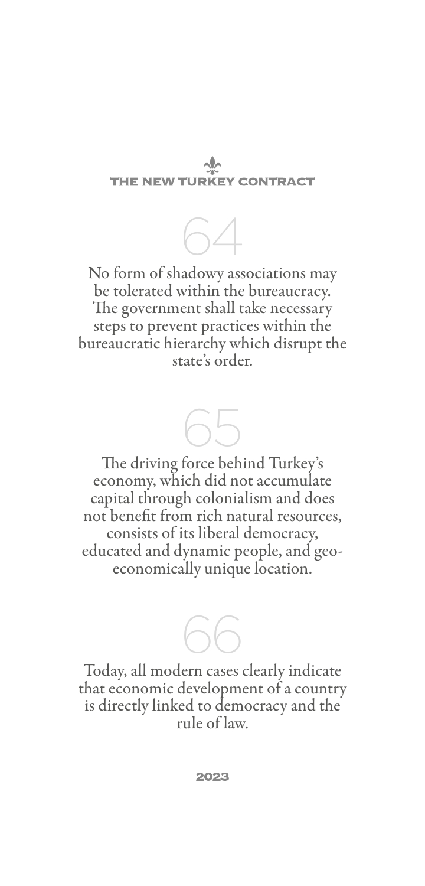## 64

No form of shadowy associations may be tolerated within the bureaucracy. The government shall take necessary steps to prevent practices within the bureaucratic hierarchy which disrupt the state's order.

## 65

The driving force behind Turkey's economy, which did not accumulate capital through colonialism and does not benefit from rich natural resources, consists of its liberal democracy, educated and dynamic people, and geo-economically unique location.

## 66

Today, all modern cases clearly indicate that economic development of a country is directly linked to democracy and the rule of law.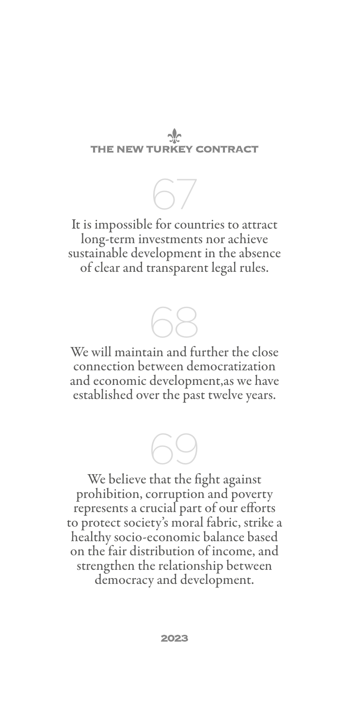## 67

It is impossible for countries to attract long-term investments nor achieve sustainable development in the absence of clear and transparent legal rules.

## 68

We will maintain and further the close connection between democratization and economic development,as we have established over the past twelve years.

## 69

We believe that the fight against prohibition, corruption and poverty represents a crucial part of our efforts to protect society's moral fabric, strike a healthy socio-economic balance based on the fair distribution of income, and strengthen the relationship between democracy and development.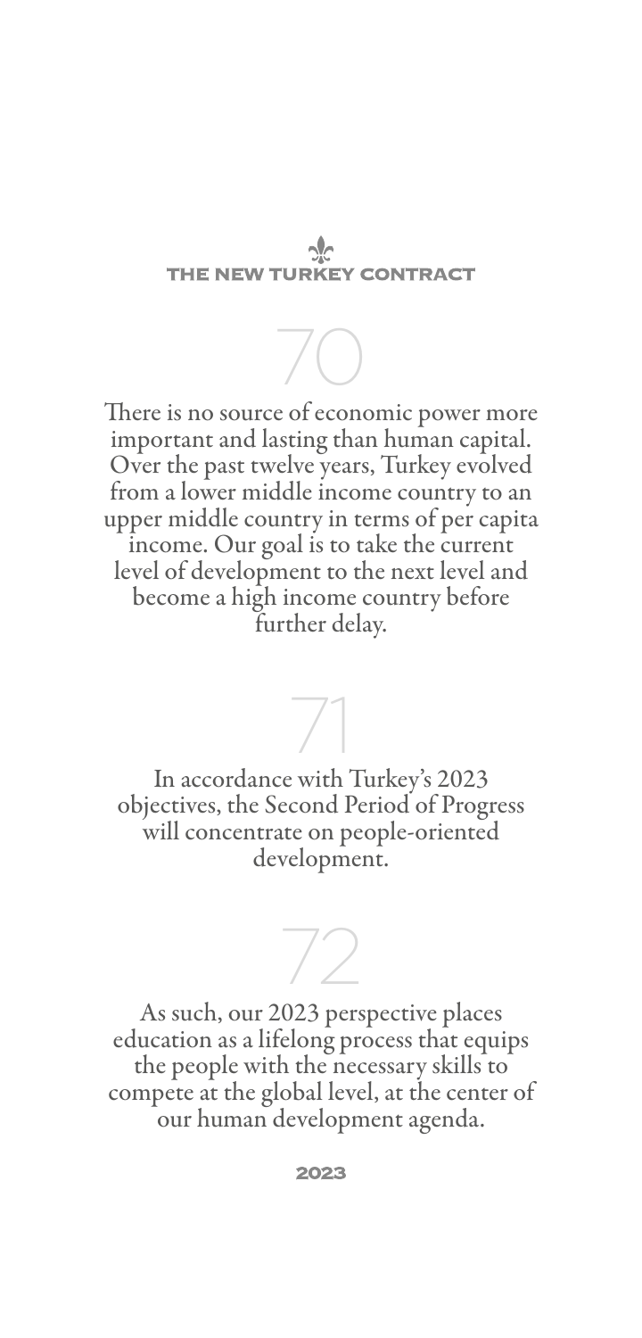70

There is no source of economic power more important and lasting than human capital. Over the past twelve years, Turkey evolved from a lower middle income country to an upper middle country in terms of per capita income. Our goal is to take the current level of development to the next level and become a high income country before further delay.

71

In accordance with Turkey's 2023 objectives, the Second Period of Progress will concentrate on people-oriented development.

72

As such, our 2023 perspective places education as a lifelong process that equips the people with the necessary skills to compete at the global level, at the center of our human development agenda.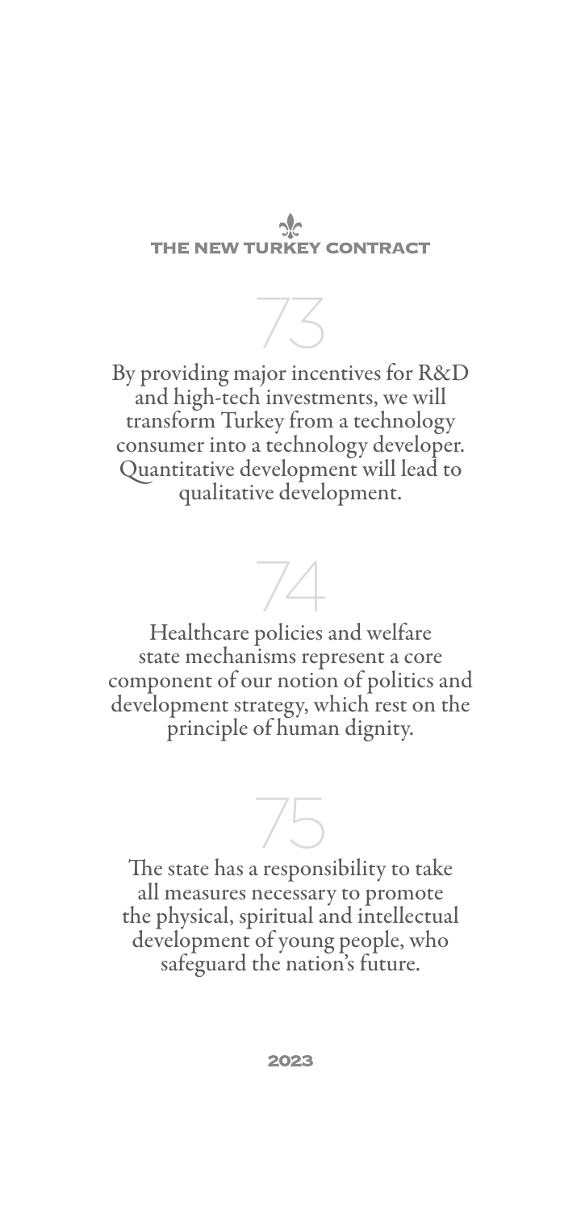73

By providing major incentives for R&D and high-tech investments, we will transform Turkey from a technology consumer into a technology developer. Quantitative development will lead to qualitative development.

74

Healthcare policies and welfare state mechanisms represent a core component of our notion of politics and development strategy, which rest on the principle of human dignity.

75

The state has a responsibility to take all measures necessary to promote the physical, spiritual and intellectual development of young people, who safeguard the nation's future.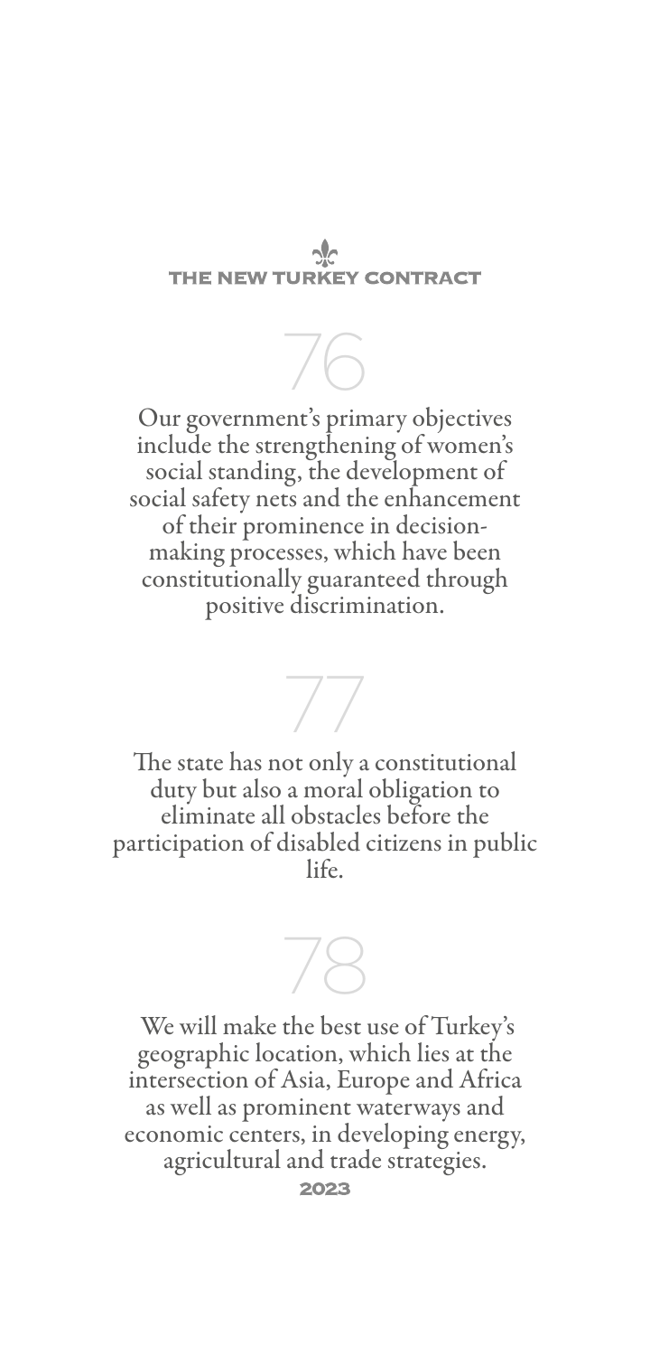## 76

Our government's primary objectives include the strengthening of women's social standing, the development of social safety nets and the enhancement of their prominence in decision-making processes, which have been constitutionally guaranteed through positive discrimination.

## 77

The state has not only a constitutional duty but also a moral obligation to eliminate all obstacles before the participation of disabled citizens in public life.

## 78

We will make the best use of Turkey's geographic location, which lies at the intersection of Asia, Europe and Africa as well as prominent waterways and economic centers, in developing energy, agricultural and trade strategies.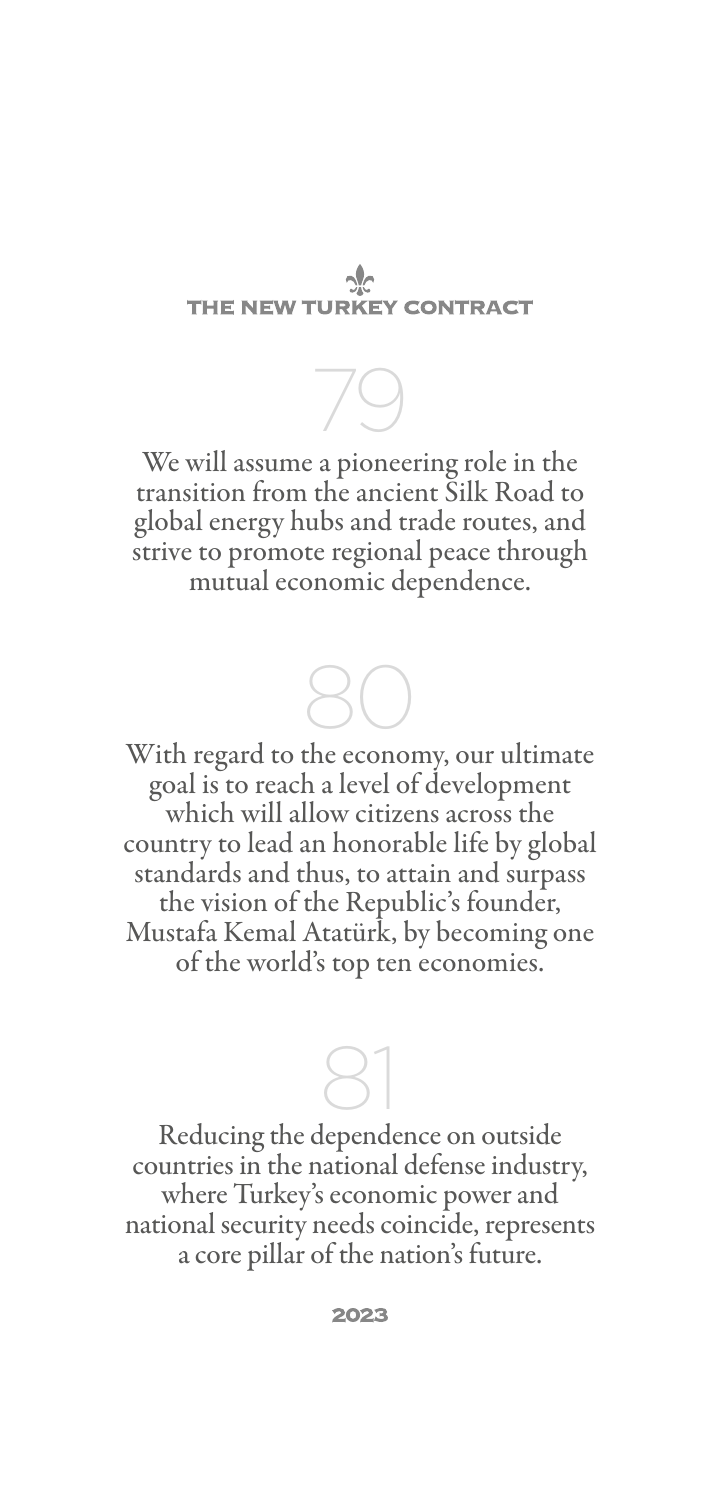79

We will assume a pioneering role in the transition from the ancient Silk Road to global energy hubs and trade routes, and strive to promote regional peace through mutual economic dependence.

80

With regard to the economy, our ultimate goal is to reach a level of development which will allow citizens across the country to lead an honorable life by global standards and thus, to attain and surpass the vision of the Republic's founder, Mustafa Kemal Atatürk, by becoming one of the world's top ten economies.

81

Reducing the dependence on outside countries in the national defense industry, where Turkey's economic power and national security needs coincide, represents a core pillar of the nation's future.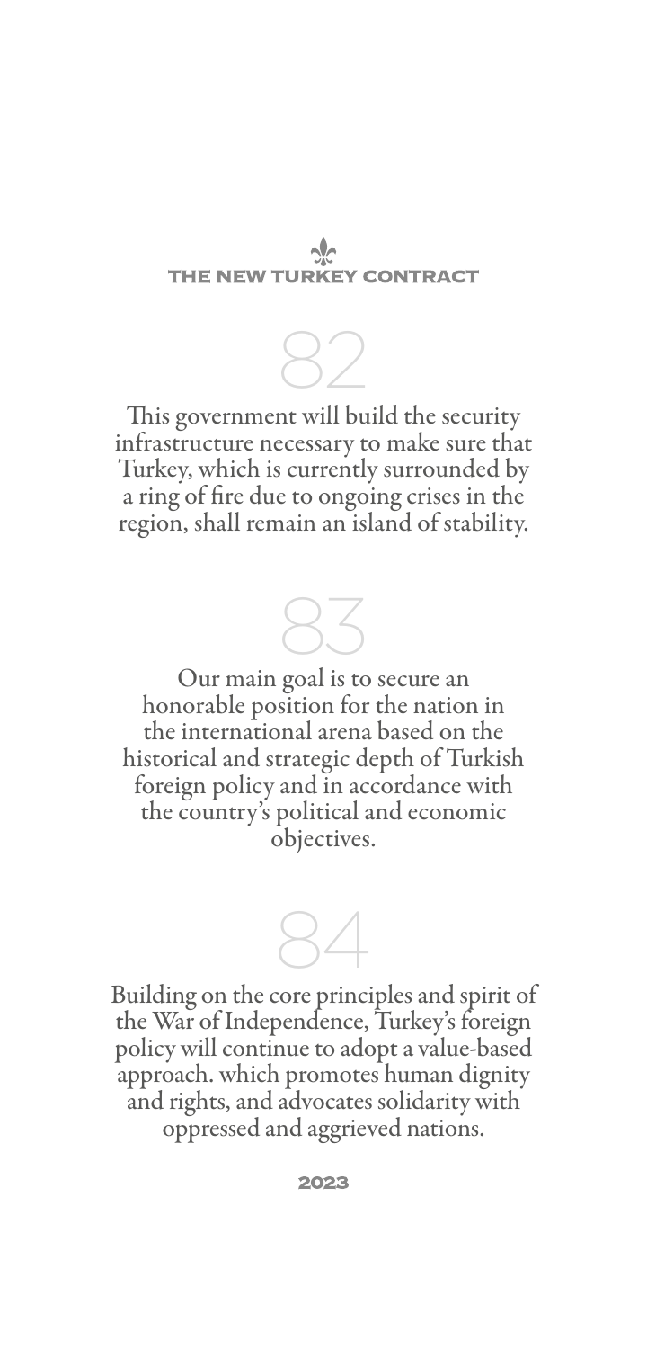## 82

This government will build the security infrastructure necessary to make sure that Turkey, which is currently surrounded by a ring of fire due to ongoing crises in the region, shall remain an island of stability.

## 83

Our main goal is to secure an honorable position for the nation in the international arena based on the historical and strategic depth of Turkish foreign policy and in accordance with the country's political and economic objectives.

## 84

Building on the core principles and spirit of the War of Independence, Turkey's foreign policy will continue to adopt a value-based approach. which promotes human dignity and rights, and advocates solidarity with oppressed and aggrieved nations.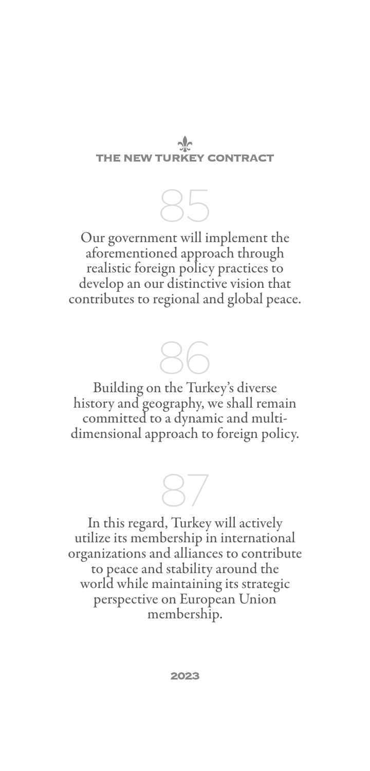85

Our government will implement the aforementioned approach through realistic foreign policy practices to develop an our distinctive vision that contributes to regional and global peace.

86

Building on the Turkey's diverse history and geography, we shall remain committed to a dynamic and multi-dimensional approach to foreign policy.

87

In this regard, Turkey will actively utilize its membership in international organizations and alliances to contribute to peace and stability around the world while maintaining its strategic perspective on European Union membership.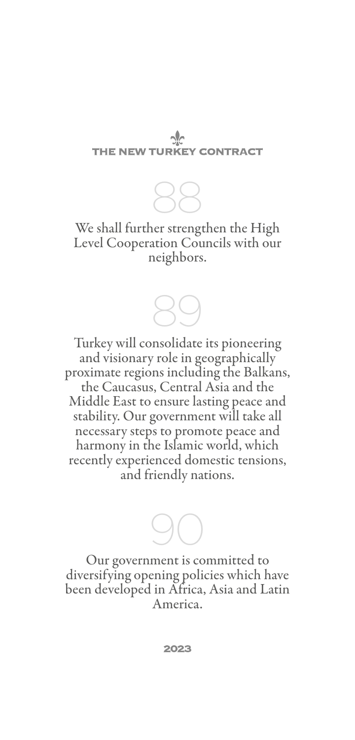## 88

We shall further strengthen the High Level Cooperation Councils with our neighbors.

## 89

Turkey will consolidate its pioneering and visionary role in geographically proximate regions including the Balkans, the Caucasus, Central Asia and the Middle East to ensure lasting peace and stability. Our government will take all necessary steps to promote peace and harmony in the Islamic world, which recently experienced domestic tensions, and friendly nations.

## 90

Our government is committed to diversifying opening policies which have been developed in Africa, Asia and Latin America.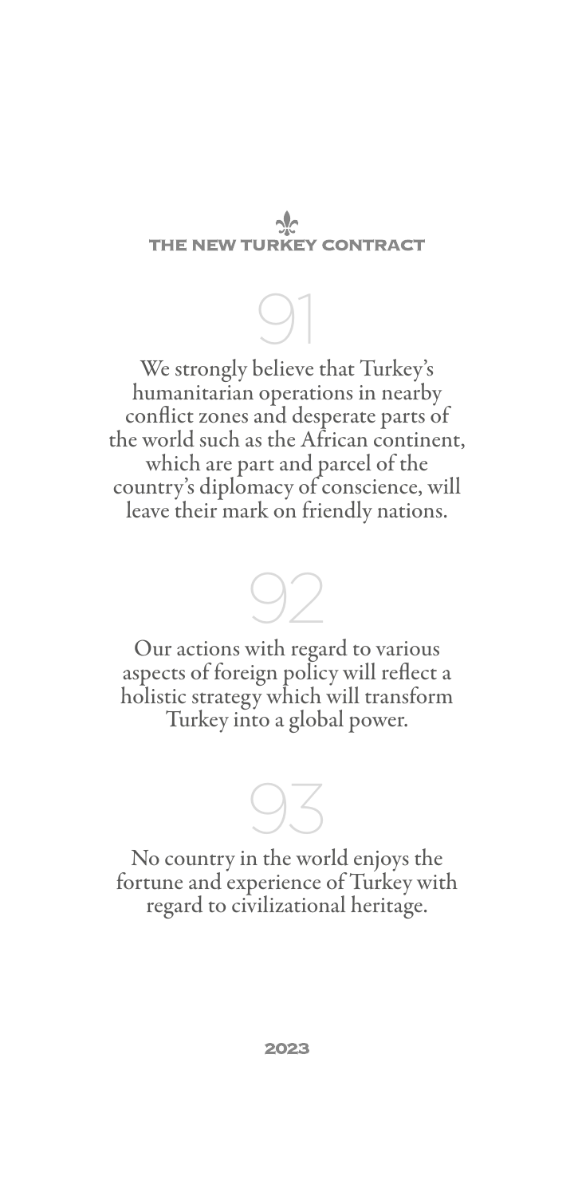91

We strongly believe that Turkey's humanitarian operations in nearby conflict zones and desperate parts of the world such as the African continent, which are part and parcel of the country's diplomacy of conscience, will leave their mark on friendly nations.

92

Our actions with regard to various aspects of foreign policy will reflect a holistic strategy which will transform Turkey into a global power.

93

No country in the world enjoys the fortune and experience of Turkey with regard to civilizational heritage.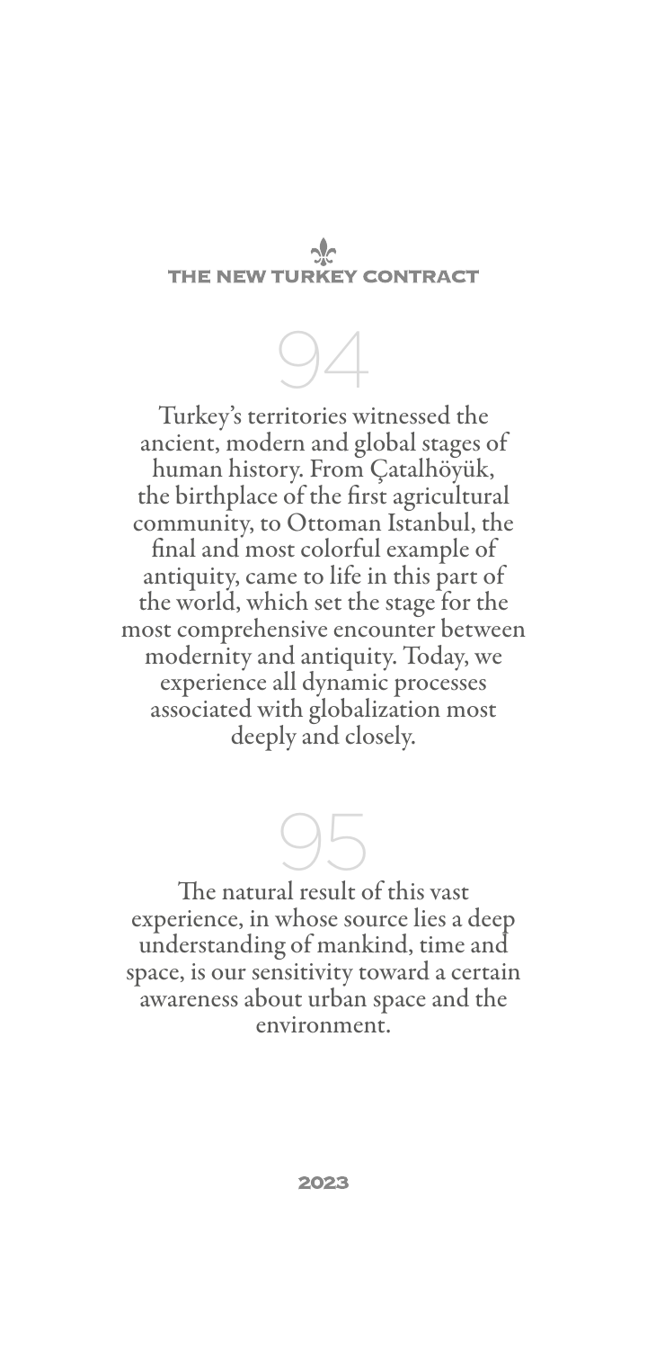94

Turkey's territories witnessed the ancient, modern and global stages of human history. From Çatalhöyük, the birthplace of the first agricultural community, to Ottoman Istanbul, the final and most colorful example of antiquity, came to life in this part of the world, which set the stage for the most comprehensive encounter between modernity and antiquity. Today, we experience all dynamic processes associated with globalization most deeply and closely.

95

The natural result of this vast experience, in whose source lies a deep understanding of mankind, time and space, is our sensitivity toward a certain awareness about urban space and the environment.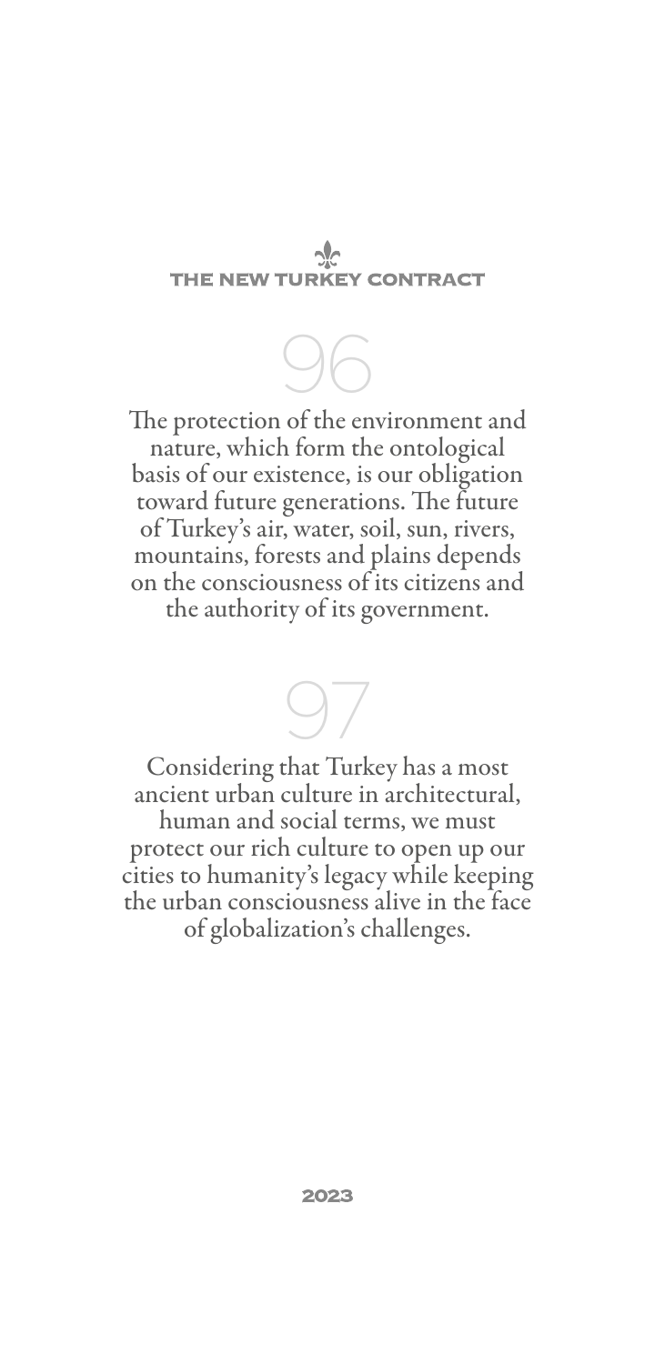## 96

The protection of the environment and nature, which form the ontological basis of our existence, is our obligation toward future generations. The future of Turkey's air, water, soil, sun, rivers, mountains, forests and plains depends on the consciousness of its citizens and the authority of its government.

## 97

Considering that Turkey has a most ancient urban culture in architectural, human and social terms, we must protect our rich culture to open up our cities to humanity's legacy while keeping the urban consciousness alive in the face of globalization's challenges.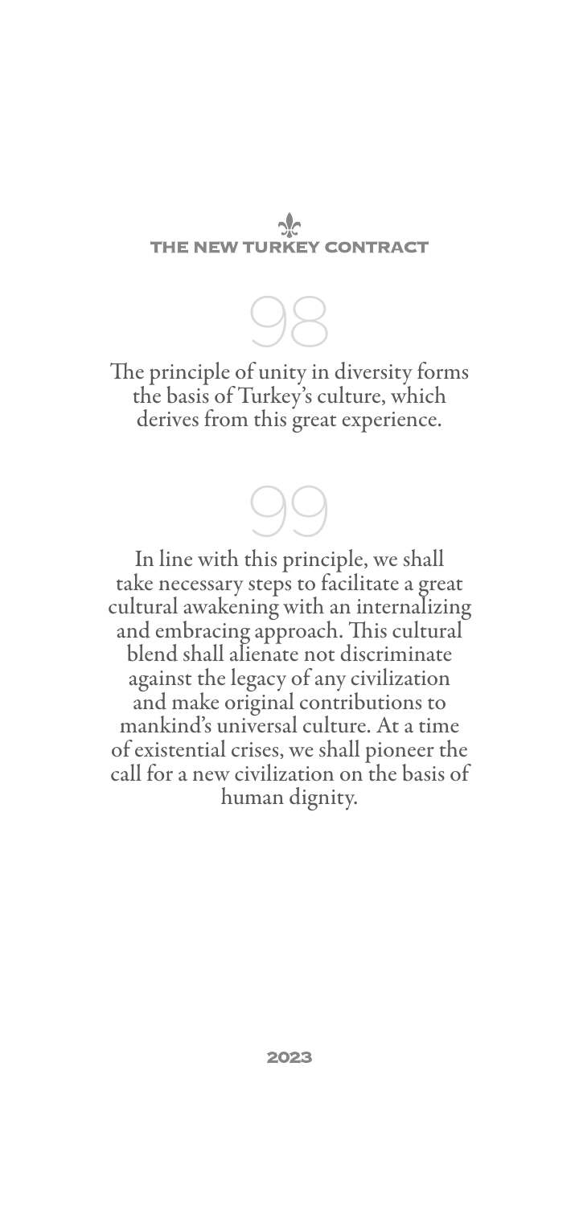98

The principle of unity in diversity forms the basis of Turkey's culture, which derives from this great experience.

99

In line with this principle, we shall take necessary steps to facilitate a great cultural awakening with an internalizing and embracing approach. This cultural blend shall alienate not discriminate against the legacy of any civilization and make original contributions to mankind's universal culture. At a time of existential crises, we shall pioneer the call for a new civilization on the basis of human dignity.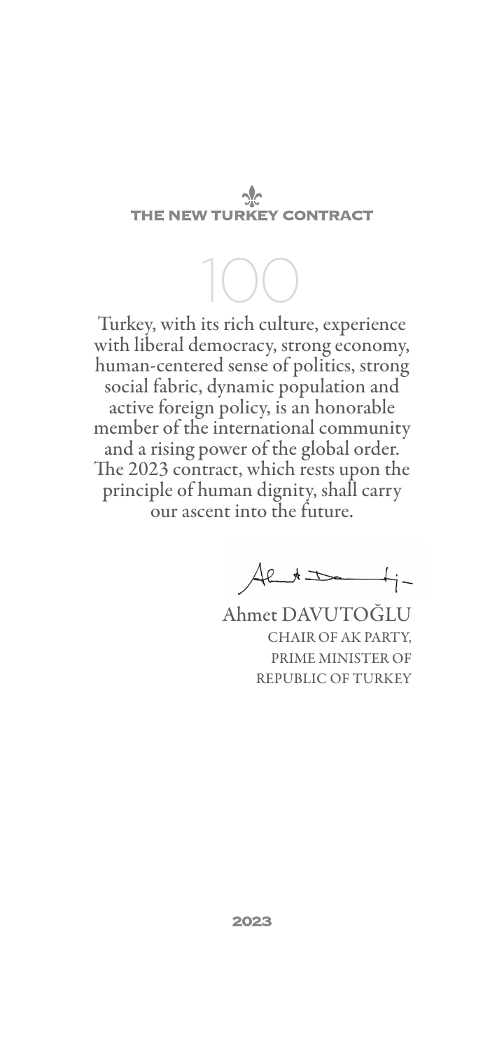THE NEW TURKEY CONTRACT

100

Turkey, with its rich culture, experience with liberal democracy, strong economy, human-centered sense of politics, strong social fabric, dynamic population and active foreign policy, is an honorable member of the international community and a rising power of the global order. The 2023 contract, which rests upon the principle of human dignity, shall carry our ascent into the future.

Ahmet DAVUTOĞLU
CHAIR OF AK PARTY,
PRIME MINISTER OF
REPUBLIC OF TURKEY

2023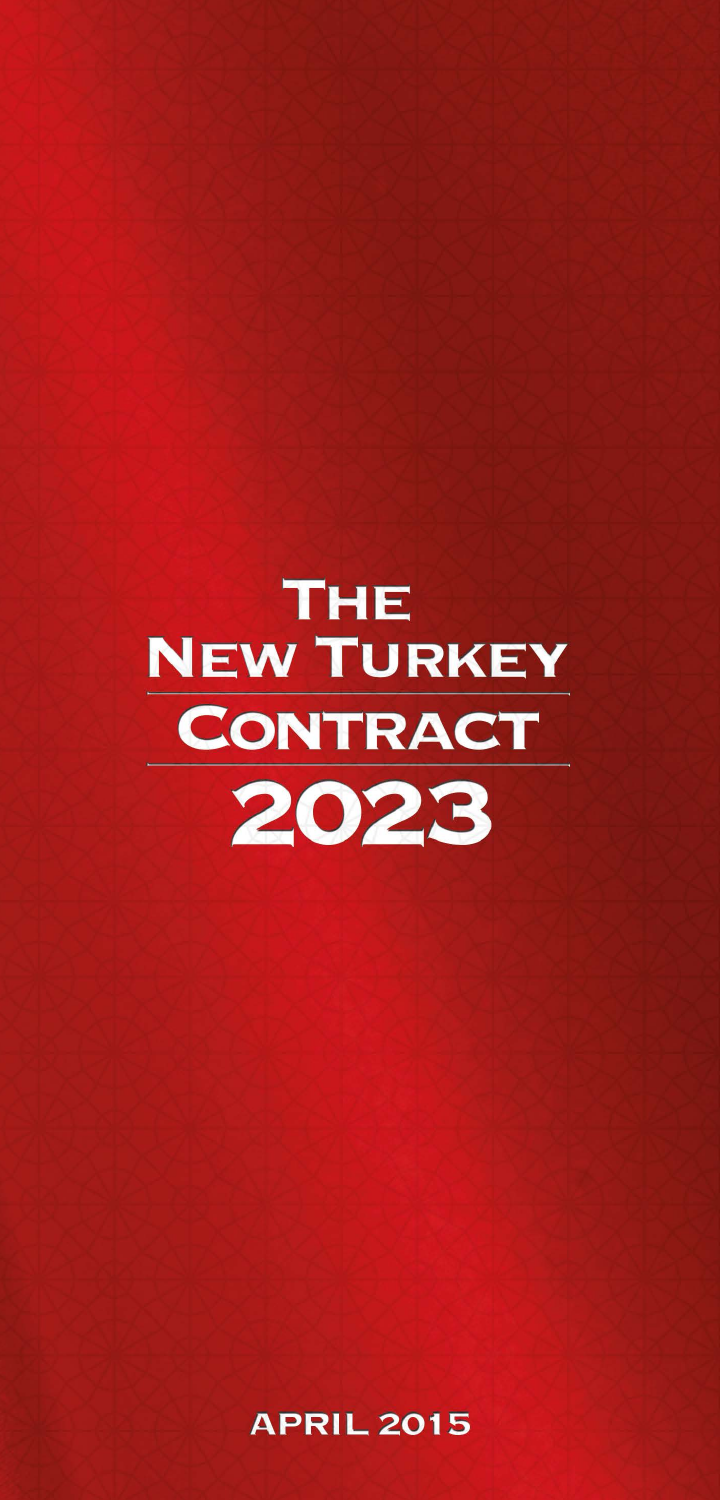# The New Turkey Contract 2023

APRIL 2015